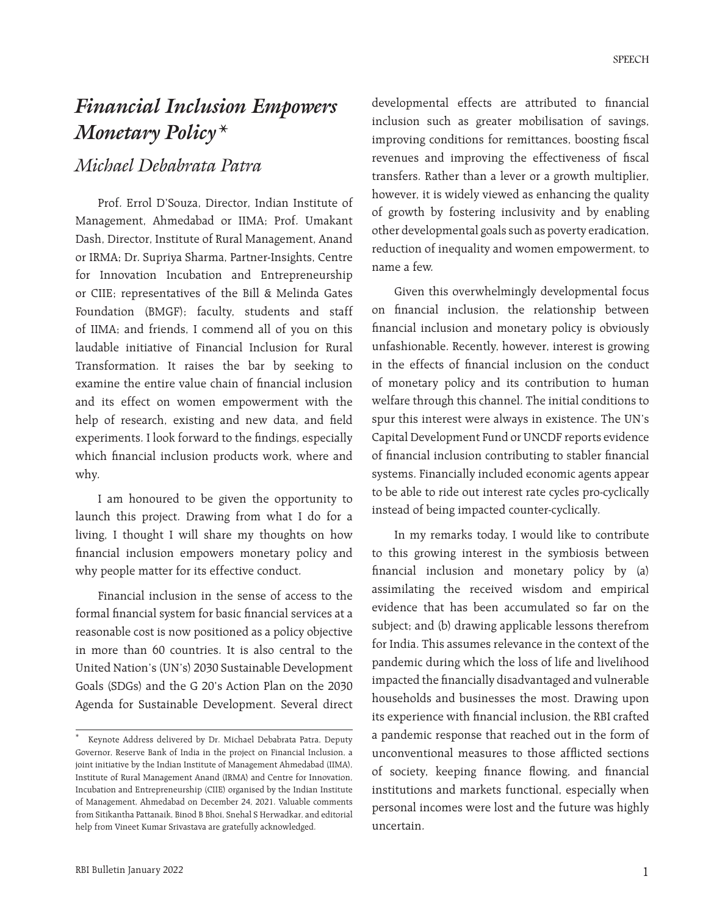# *Financial Inclusion Empowers Monetary Policy**

## *Michael Debabrata Patra*

Prof. Errol D'Souza, Director, Indian Institute of Management, Ahmedabad or IIMA; Prof. Umakant Dash, Director, Institute of Rural Management, Anand or IRMA; Dr. Supriya Sharma, Partner-Insights, Centre for Innovation Incubation and Entrepreneurship or CIIE; representatives of the Bill & Melinda Gates Foundation (BMGF); faculty, students and staff of IIMA; and friends, I commend all of you on this laudable initiative of Financial Inclusion for Rural Transformation. It raises the bar by seeking to examine the entire value chain of financial inclusion and its effect on women empowerment with the help of research, existing and new data, and field experiments. I look forward to the findings, especially which financial inclusion products work, where and why.

I am honoured to be given the opportunity to launch this project. Drawing from what I do for a living, I thought I will share my thoughts on how financial inclusion empowers monetary policy and why people matter for its effective conduct.

Financial inclusion in the sense of access to the formal financial system for basic financial services at a reasonable cost is now positioned as a policy objective in more than 60 countries. It is also central to the United Nation's (UN's) 2030 Sustainable Development Goals (SDGs) and the G 20's Action Plan on the 2030 Agenda for Sustainable Development. Several direct developmental effects are attributed to financial inclusion such as greater mobilisation of savings, improving conditions for remittances, boosting fiscal revenues and improving the effectiveness of fiscal transfers. Rather than a lever or a growth multiplier, however, it is widely viewed as enhancing the quality of growth by fostering inclusivity and by enabling other developmental goals such as poverty eradication, reduction of inequality and women empowerment, to name a few.

Given this overwhelmingly developmental focus on financial inclusion, the relationship between financial inclusion and monetary policy is obviously unfashionable. Recently, however, interest is growing in the effects of financial inclusion on the conduct of monetary policy and its contribution to human welfare through this channel. The initial conditions to spur this interest were always in existence. The UN's Capital Development Fund or UNCDF reports evidence of financial inclusion contributing to stabler financial systems. Financially included economic agents appear to be able to ride out interest rate cycles pro-cyclically instead of being impacted counter-cyclically.

In my remarks today, I would like to contribute to this growing interest in the symbiosis between financial inclusion and monetary policy by (a) assimilating the received wisdom and empirical evidence that has been accumulated so far on the subject; and (b) drawing applicable lessons therefrom for India. This assumes relevance in the context of the pandemic during which the loss of life and livelihood impacted the financially disadvantaged and vulnerable households and businesses the most. Drawing upon its experience with financial inclusion, the RBI crafted a pandemic response that reached out in the form of unconventional measures to those afflicted sections of society, keeping finance flowing, and financial institutions and markets functional, especially when personal incomes were lost and the future was highly uncertain.

---

* Keynote Address delivered by Dr. Michael Debabrata Patra, Deputy Governor, Reserve Bank of India in the project on Financial Inclusion, a joint initiative by the Indian Institute of Management Ahmedabad (IIMA), Institute of Rural Management Anand (IRMA) and Centre for Innovation, Incubation and Entrepreneurship (CIIE) organised by the Indian Institute of Management, Ahmedabad on December 24, 2021. Valuable comments from Sitikantha Pattanaik, Binod B Bhoi, Snehal S Herwadkar, and editorial help from Vineet Kumar Srivastava are gratefully acknowledged.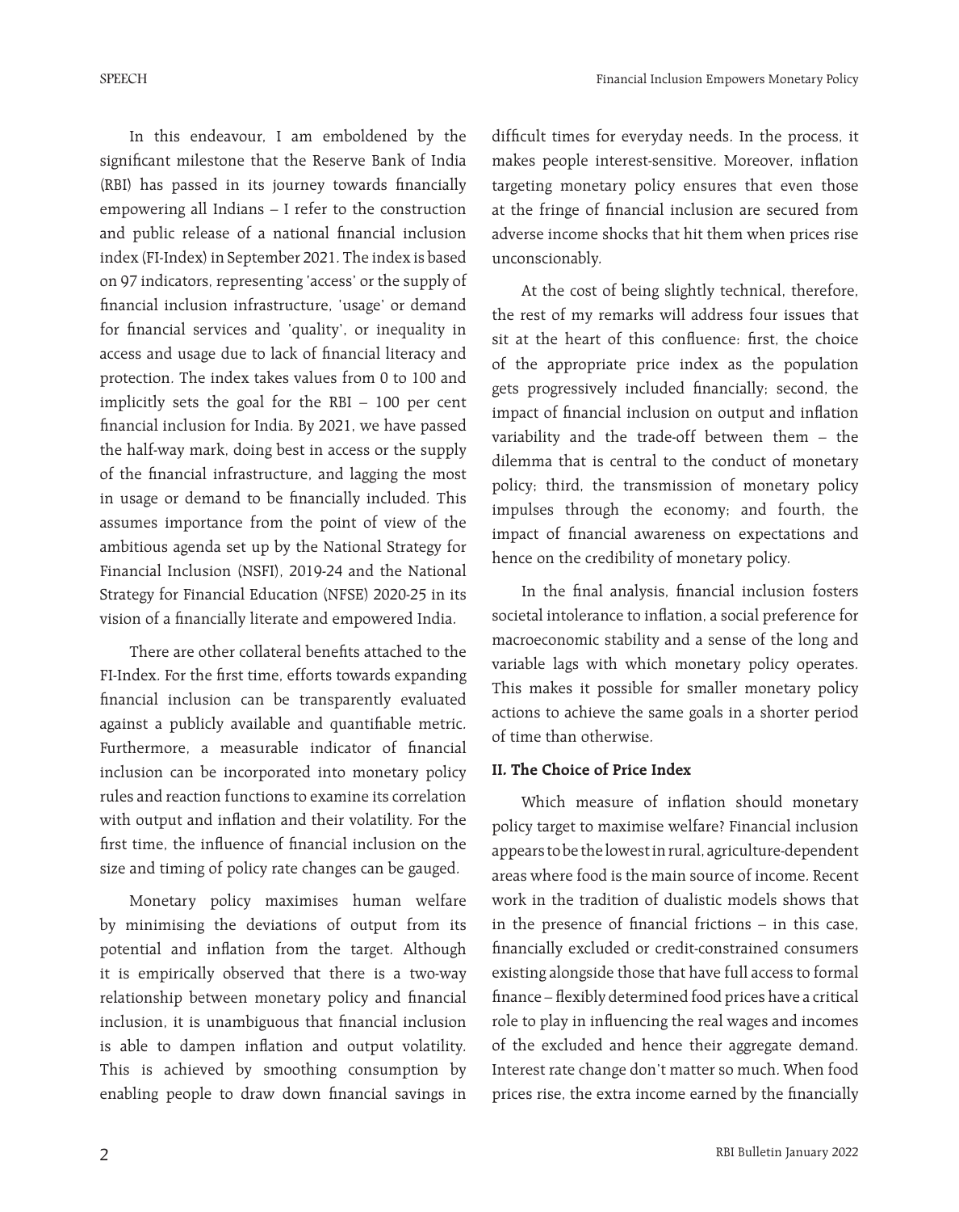In this endeavour, I am emboldened by the significant milestone that the Reserve Bank of India (RBI) has passed in its journey towards financially empowering all Indians – I refer to the construction and public release of a national financial inclusion index (FI-Index) in September 2021. The index is based on 97 indicators, representing 'access' or the supply of financial inclusion infrastructure, 'usage' or demand for financial services and 'quality', or inequality in access and usage due to lack of financial literacy and protection. The index takes values from 0 to 100 and implicitly sets the goal for the RBI – 100 per cent financial inclusion for India. By 2021, we have passed the half-way mark, doing best in access or the supply of the financial infrastructure, and lagging the most in usage or demand to be financially included. This assumes importance from the point of view of the ambitious agenda set up by the National Strategy for Financial Inclusion (NSFI), 2019-24 and the National Strategy for Financial Education (NFSE) 2020-25 in its vision of a financially literate and empowered India.

There are other collateral benefits attached to the FI-Index. For the first time, efforts towards expanding financial inclusion can be transparently evaluated against a publicly available and quantifiable metric. Furthermore, a measurable indicator of financial inclusion can be incorporated into monetary policy rules and reaction functions to examine its correlation with output and inflation and their volatility. For the first time, the influence of financial inclusion on the size and timing of policy rate changes can be gauged.

Monetary policy maximises human welfare by minimising the deviations of output from its potential and inflation from the target. Although it is empirically observed that there is a two-way relationship between monetary policy and financial inclusion, it is unambiguous that financial inclusion is able to dampen inflation and output volatility. This is achieved by smoothing consumption by enabling people to draw down financial savings in difficult times for everyday needs. In the process, it makes people interest-sensitive. Moreover, inflation targeting monetary policy ensures that even those at the fringe of financial inclusion are secured from adverse income shocks that hit them when prices rise unconscionably.

At the cost of being slightly technical, therefore, the rest of my remarks will address four issues that sit at the heart of this confluence: first, the choice of the appropriate price index as the population gets progressively included financially; second, the impact of financial inclusion on output and inflation variability and the trade-off between them – the dilemma that is central to the conduct of monetary policy; third, the transmission of monetary policy impulses through the economy; and fourth, the impact of financial awareness on expectations and hence on the credibility of monetary policy.

In the final analysis, financial inclusion fosters societal intolerance to inflation, a social preference for macroeconomic stability and a sense of the long and variable lags with which monetary policy operates. This makes it possible for smaller monetary policy actions to achieve the same goals in a shorter period of time than otherwise.

## II. The Choice of Price Index

Which measure of inflation should monetary policy target to maximise welfare? Financial inclusion appears to be the lowest in rural, agriculture-dependent areas where food is the main source of income. Recent work in the tradition of dualistic models shows that in the presence of financial frictions – in this case, financially excluded or credit-constrained consumers existing alongside those that have full access to formal finance – flexibly determined food prices have a critical role to play in influencing the real wages and incomes of the excluded and hence their aggregate demand. Interest rate change don't matter so much. When food prices rise, the extra income earned by the financially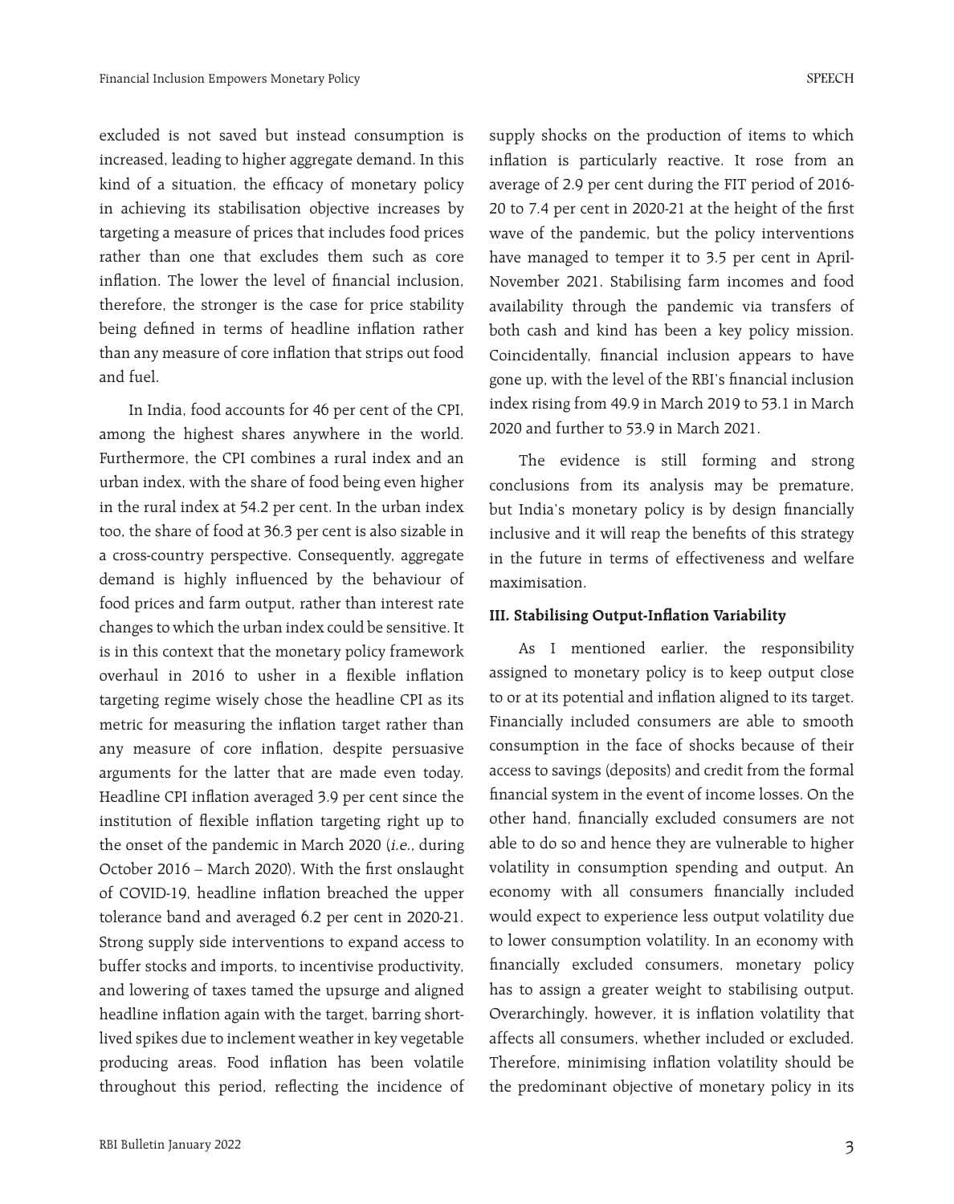excluded is not saved but instead consumption is increased, leading to higher aggregate demand. In this kind of a situation, the efficacy of monetary policy in achieving its stabilisation objective increases by targeting a measure of prices that includes food prices rather than one that excludes them such as core inflation. The lower the level of financial inclusion, therefore, the stronger is the case for price stability being defined in terms of headline inflation rather than any measure of core inflation that strips out food and fuel.

In India, food accounts for 46 per cent of the CPI, among the highest shares anywhere in the world. Furthermore, the CPI combines a rural index and an urban index, with the share of food being even higher in the rural index at 54.2 per cent. In the urban index too, the share of food at 36.3 per cent is also sizable in a cross-country perspective. Consequently, aggregate demand is highly influenced by the behaviour of food prices and farm output, rather than interest rate changes to which the urban index could be sensitive. It is in this context that the monetary policy framework overhaul in 2016 to usher in a flexible inflation targeting regime wisely chose the headline CPI as its metric for measuring the inflation target rather than any measure of core inflation, despite persuasive arguments for the latter that are made even today. Headline CPI inflation averaged 3.9 per cent since the institution of flexible inflation targeting right up to the onset of the pandemic in March 2020 (*i.e.*, during October 2016 – March 2020). With the first onslaught of COVID-19, headline inflation breached the upper tolerance band and averaged 6.2 per cent in 2020-21. Strong supply side interventions to expand access to buffer stocks and imports, to incentivise productivity, and lowering of taxes tamed the upsurge and aligned headline inflation again with the target, barring short-lived spikes due to inclement weather in key vegetable producing areas. Food inflation has been volatile throughout this period, reflecting the incidence of supply shocks on the production of items to which inflation is particularly reactive. It rose from an average of 2.9 per cent during the FIT period of 2016-20 to 7.4 per cent in 2020-21 at the height of the first wave of the pandemic, but the policy interventions have managed to temper it to 3.5 per cent in April-November 2021. Stabilising farm incomes and food availability through the pandemic via transfers of both cash and kind has been a key policy mission. Coincidentally, financial inclusion appears to have gone up, with the level of the RBI's financial inclusion index rising from 49.9 in March 2019 to 53.1 in March 2020 and further to 53.9 in March 2021.

The evidence is still forming and strong conclusions from its analysis may be premature, but India's monetary policy is by design financially inclusive and it will reap the benefits of this strategy in the future in terms of effectiveness and welfare maximisation.

### III. Stabilising Output-Inflation Variability

As I mentioned earlier, the responsibility assigned to monetary policy is to keep output close to or at its potential and inflation aligned to its target. Financially included consumers are able to smooth consumption in the face of shocks because of their access to savings (deposits) and credit from the formal financial system in the event of income losses. On the other hand, financially excluded consumers are not able to do so and hence they are vulnerable to higher volatility in consumption spending and output. An economy with all consumers financially included would expect to experience less output volatility due to lower consumption volatility. In an economy with financially excluded consumers, monetary policy has to assign a greater weight to stabilising output. Overarchingly, however, it is inflation volatility that affects all consumers, whether included or excluded. Therefore, minimising inflation volatility should be the predominant objective of monetary policy in its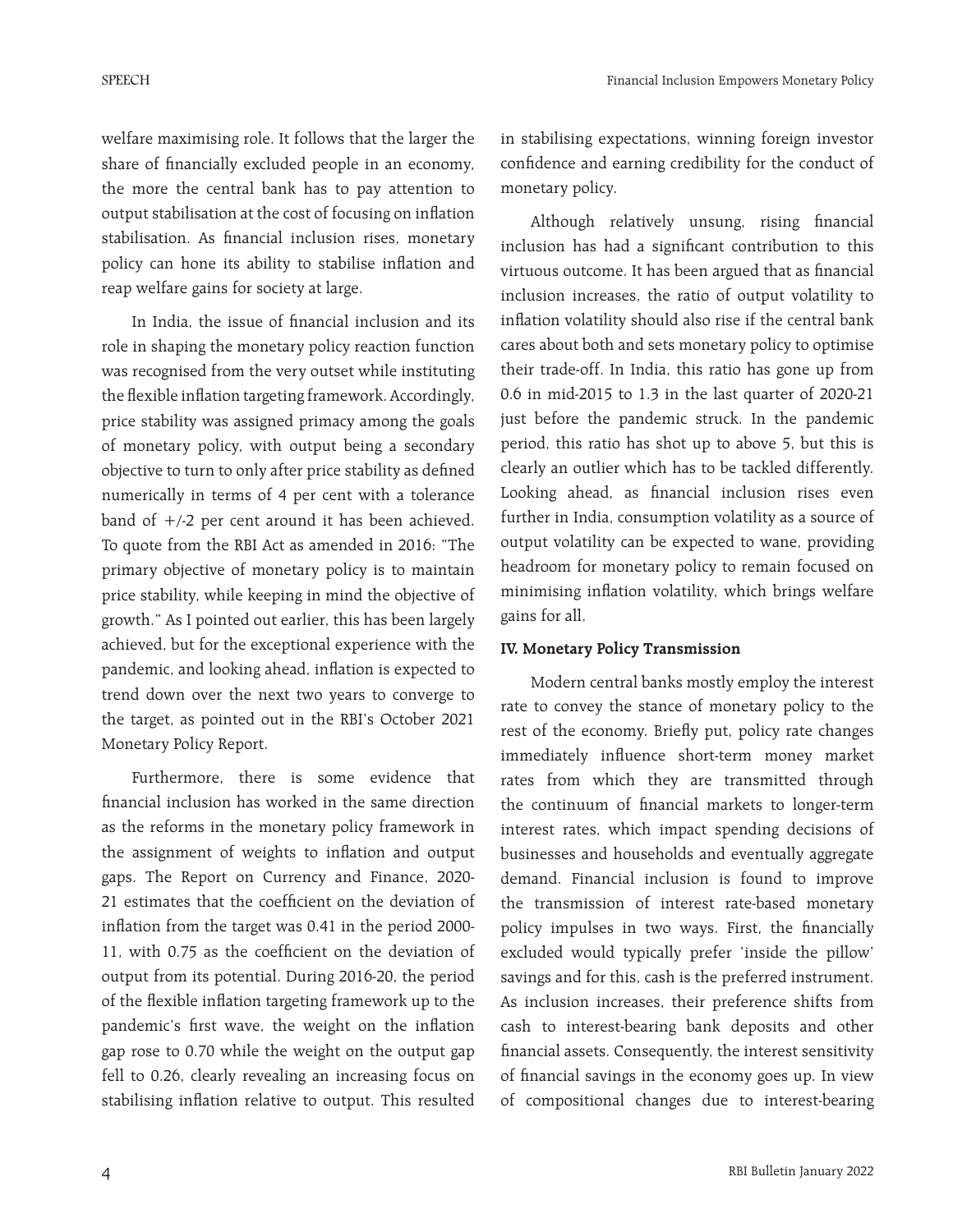welfare maximising role. It follows that the larger the share of financially excluded people in an economy, the more the central bank has to pay attention to output stabilisation at the cost of focusing on inflation stabilisation. As financial inclusion rises, monetary policy can hone its ability to stabilise inflation and reap welfare gains for society at large.

In India, the issue of financial inclusion and its role in shaping the monetary policy reaction function was recognised from the very outset while instituting the flexible inflation targeting framework. Accordingly, price stability was assigned primacy among the goals of monetary policy, with output being a secondary objective to turn to only after price stability as defined numerically in terms of 4 per cent with a tolerance band of +/-2 per cent around it has been achieved. To quote from the RBI Act as amended in 2016: "The primary objective of monetary policy is to maintain price stability, while keeping in mind the objective of growth." As I pointed out earlier, this has been largely achieved, but for the exceptional experience with the pandemic, and looking ahead, inflation is expected to trend down over the next two years to converge to the target, as pointed out in the RBI's October 2021 Monetary Policy Report.

Furthermore, there is some evidence that financial inclusion has worked in the same direction as the reforms in the monetary policy framework in the assignment of weights to inflation and output gaps. The Report on Currency and Finance, 2020-21 estimates that the coefficient on the deviation of inflation from the target was 0.41 in the period 2000-11, with 0.75 as the coefficient on the deviation of output from its potential. During 2016-20, the period of the flexible inflation targeting framework up to the pandemic's first wave, the weight on the inflation gap rose to 0.70 while the weight on the output gap fell to 0.26, clearly revealing an increasing focus on stabilising inflation relative to output. This resulted in stabilising expectations, winning foreign investor confidence and earning credibility for the conduct of monetary policy.

Although relatively unsung, rising financial inclusion has had a significant contribution to this virtuous outcome. It has been argued that as financial inclusion increases, the ratio of output volatility to inflation volatility should also rise if the central bank cares about both and sets monetary policy to optimise their trade-off. In India, this ratio has gone up from 0.6 in mid-2015 to 1.3 in the last quarter of 2020-21 just before the pandemic struck. In the pandemic period, this ratio has shot up to above 5, but this is clearly an outlier which has to be tackled differently. Looking ahead, as financial inclusion rises even further in India, consumption volatility as a source of output volatility can be expected to wane, providing headroom for monetary policy to remain focused on minimising inflation volatility, which brings welfare gains for all.

**IV. Monetary Policy Transmission**

Modern central banks mostly employ the interest rate to convey the stance of monetary policy to the rest of the economy. Briefly put, policy rate changes immediately influence short-term money market rates from which they are transmitted through the continuum of financial markets to longer-term interest rates, which impact spending decisions of businesses and households and eventually aggregate demand. Financial inclusion is found to improve the transmission of interest rate-based monetary policy impulses in two ways. First, the financially excluded would typically prefer 'inside the pillow' savings and for this, cash is the preferred instrument. As inclusion increases, their preference shifts from cash to interest-bearing bank deposits and other financial assets. Consequently, the interest sensitivity of financial savings in the economy goes up. In view of compositional changes due to interest-bearing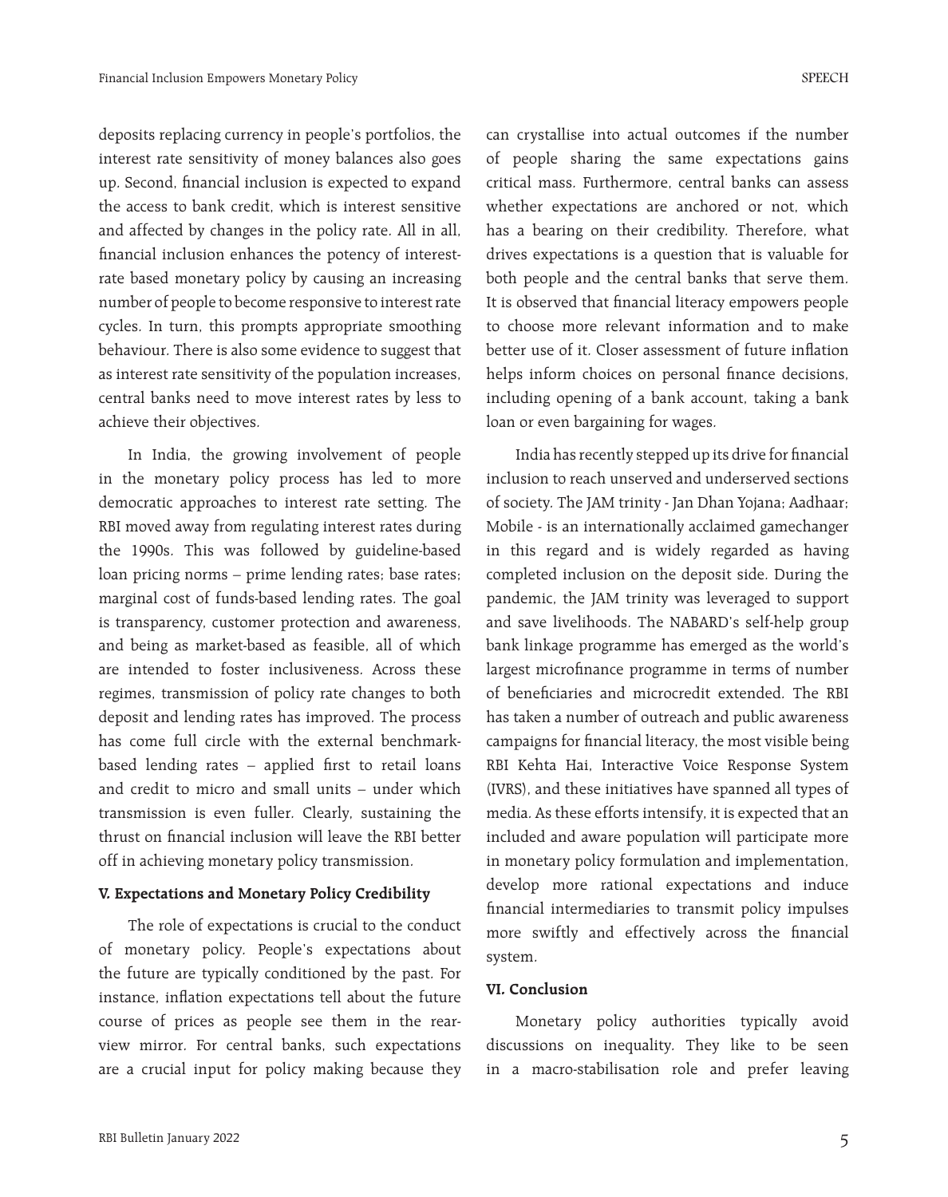deposits replacing currency in people's portfolios, the interest rate sensitivity of money balances also goes up. Second, financial inclusion is expected to expand the access to bank credit, which is interest sensitive and affected by changes in the policy rate. All in all, financial inclusion enhances the potency of interest-rate based monetary policy by causing an increasing number of people to become responsive to interest rate cycles. In turn, this prompts appropriate smoothing behaviour. There is also some evidence to suggest that as interest rate sensitivity of the population increases, central banks need to move interest rates by less to achieve their objectives.

In India, the growing involvement of people in the monetary policy process has led to more democratic approaches to interest rate setting. The RBI moved away from regulating interest rates during the 1990s. This was followed by guideline-based loan pricing norms – prime lending rates; base rates; marginal cost of funds-based lending rates. The goal is transparency, customer protection and awareness, and being as market-based as feasible, all of which are intended to foster inclusiveness. Across these regimes, transmission of policy rate changes to both deposit and lending rates has improved. The process has come full circle with the external benchmark-based lending rates – applied first to retail loans and credit to micro and small units – under which transmission is even fuller. Clearly, sustaining the thrust on financial inclusion will leave the RBI better off in achieving monetary policy transmission.

### V. Expectations and Monetary Policy Credibility

The role of expectations is crucial to the conduct of monetary policy. People's expectations about the future are typically conditioned by the past. For instance, inflation expectations tell about the future course of prices as people see them in the rear-view mirror. For central banks, such expectations are a crucial input for policy making because they can crystallise into actual outcomes if the number of people sharing the same expectations gains critical mass. Furthermore, central banks can assess whether expectations are anchored or not, which has a bearing on their credibility. Therefore, what drives expectations is a question that is valuable for both people and the central banks that serve them. It is observed that financial literacy empowers people to choose more relevant information and to make better use of it. Closer assessment of future inflation helps inform choices on personal finance decisions, including opening of a bank account, taking a bank loan or even bargaining for wages.

India has recently stepped up its drive for financial inclusion to reach unserved and underserved sections of society. The JAM trinity - Jan Dhan Yojana; Aadhaar; Mobile - is an internationally acclaimed gamechanger in this regard and is widely regarded as having completed inclusion on the deposit side. During the pandemic, the JAM trinity was leveraged to support and save livelihoods. The NABARD's self-help group bank linkage programme has emerged as the world's largest microfinance programme in terms of number of beneficiaries and microcredit extended. The RBI has taken a number of outreach and public awareness campaigns for financial literacy, the most visible being RBI Kehta Hai, Interactive Voice Response System (IVRS), and these initiatives have spanned all types of media. As these efforts intensify, it is expected that an included and aware population will participate more in monetary policy formulation and implementation, develop more rational expectations and induce financial intermediaries to transmit policy impulses more swiftly and effectively across the financial system.

### VI. Conclusion

Monetary policy authorities typically avoid discussions on inequality. They like to be seen in a macro-stabilisation role and prefer leaving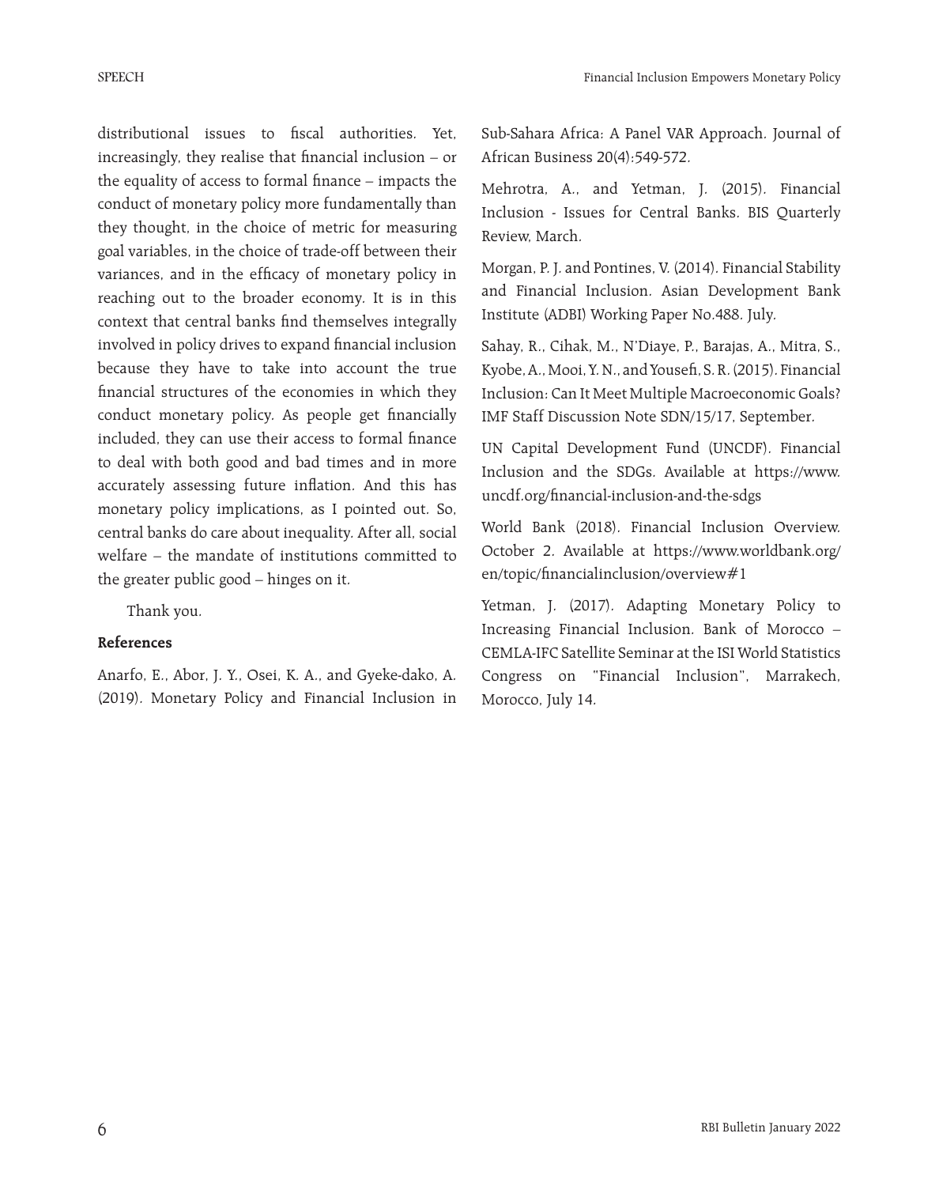distributional issues to fiscal authorities. Yet, increasingly, they realise that financial inclusion – or the equality of access to formal finance – impacts the conduct of monetary policy more fundamentally than they thought, in the choice of metric for measuring goal variables, in the choice of trade-off between their variances, and in the efficacy of monetary policy in reaching out to the broader economy. It is in this context that central banks find themselves integrally involved in policy drives to expand financial inclusion because they have to take into account the true financial structures of the economies in which they conduct monetary policy. As people get financially included, they can use their access to formal finance to deal with both good and bad times and in more accurately assessing future inflation. And this has monetary policy implications, as I pointed out. So, central banks do care about inequality. After all, social welfare – the mandate of institutions committed to the greater public good – hinges on it.

Thank you.

**References**

Anarfo, E., Abor, J. Y., Osei, K. A., and Gyeke-dako, A. (2019). Monetary Policy and Financial Inclusion in Sub-Sahara Africa: A Panel VAR Approach. Journal of African Business 20(4):549-572.

Mehrotra, A., and Yetman, J. (2015). Financial Inclusion - Issues for Central Banks. BIS Quarterly Review, March.

Morgan, P. J. and Pontines, V. (2014). Financial Stability and Financial Inclusion. Asian Development Bank Institute (ADBI) Working Paper No.488. July.

Sahay, R., Cihak, M., N'Diaye, P., Barajas, A., Mitra, S., Kyobe, A., Mooi, Y. N., and Yousefi, S. R. (2015). Financial Inclusion: Can It Meet Multiple Macroeconomic Goals? IMF Staff Discussion Note SDN/15/17, September.

UN Capital Development Fund (UNCDF). Financial Inclusion and the SDGs. Available at https://www.uncdf.org/financial-inclusion-and-the-sdgs

World Bank (2018). Financial Inclusion Overview. October 2. Available at https://www.worldbank.org/en/topic/financialinclusion/overview#1

Yetman, J. (2017). Adapting Monetary Policy to Increasing Financial Inclusion. Bank of Morocco – CEMLA-IFC Satellite Seminar at the ISI World Statistics Congress on "Financial Inclusion", Marrakech, Morocco, July 14.